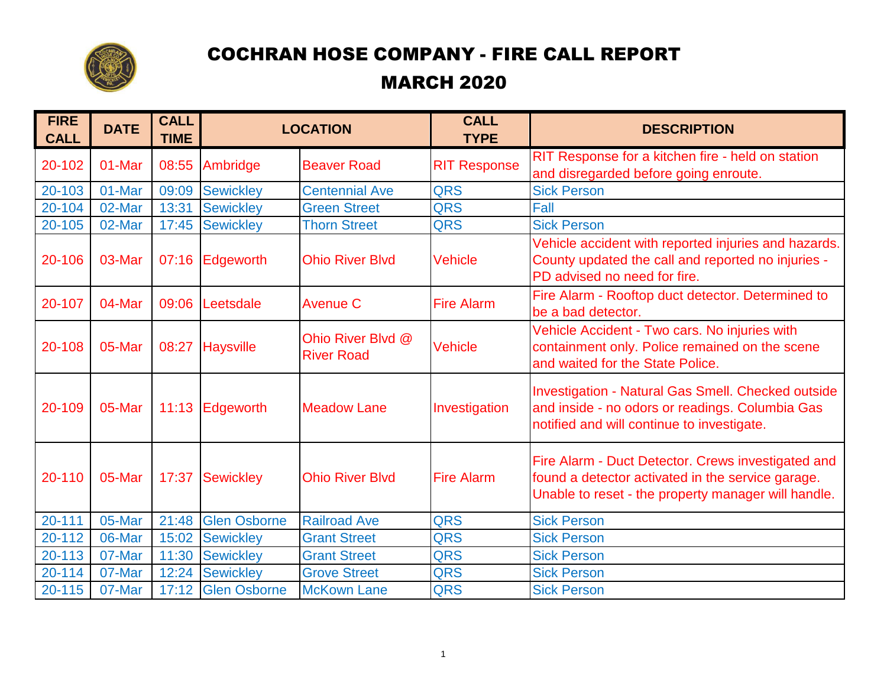# COCHRAN HOSE COMPANY - FIRE CALL REPORT

## MARCH 2020

| FIRE CALL | DATE | CALL TIME | LOCATION | | CALL TYPE | DESCRIPTION |
|---|---|---|---|---|---|---|
| 20-102 | 01-Mar | 08:55 | Ambridge | Beaver Road | RIT Response | RIT Response for a kitchen fire - held on station and disregarded before going enroute. |
| 20-103 | 01-Mar | 09:09 | Sewickley | Centennial Ave | QRS | Sick Person |
| 20-104 | 02-Mar | 13:31 | Sewickley | Green Street | QRS | Fall |
| 20-105 | 02-Mar | 17:45 | Sewickley | Thorn Street | QRS | Sick Person |
| 20-106 | 03-Mar | 07:16 | Edgeworth | Ohio River Blvd | Vehicle | Vehicle accident with reported injuries and hazards. County updated the call and reported no injuries - PD advised no need for fire. |
| 20-107 | 04-Mar | 09:06 | Leetsdale | Avenue C | Fire Alarm | Fire Alarm - Rooftop duct detector. Determined to be a bad detector. |
| 20-108 | 05-Mar | 08:27 | Haysville | Ohio River Blvd @ River Road | Vehicle | Vehicle Accident - Two cars. No injuries with containment only. Police remained on the scene and waited for the State Police. |
| 20-109 | 05-Mar | 11:13 | Edgeworth | Meadow Lane | Investigation | Investigation - Natural Gas Smell. Checked outside and inside - no odors or readings. Columbia Gas notified and will continue to investigate. |
| 20-110 | 05-Mar | 17:37 | Sewickley | Ohio River Blvd | Fire Alarm | Fire Alarm - Duct Detector. Crews investigated and found a detector activated in the service garage. Unable to reset - the property manager will handle. |
| 20-111 | 05-Mar | 21:48 | Glen Osborne | Railroad Ave | QRS | Sick Person |
| 20-112 | 06-Mar | 15:02 | Sewickley | Grant Street | QRS | Sick Person |
| 20-113 | 07-Mar | 11:30 | Sewickley | Grant Street | QRS | Sick Person |
| 20-114 | 07-Mar | 12:24 | Sewickley | Grove Street | QRS | Sick Person |
| 20-115 | 07-Mar | 17:12 | Glen Osborne | McKown Lane | QRS | Sick Person |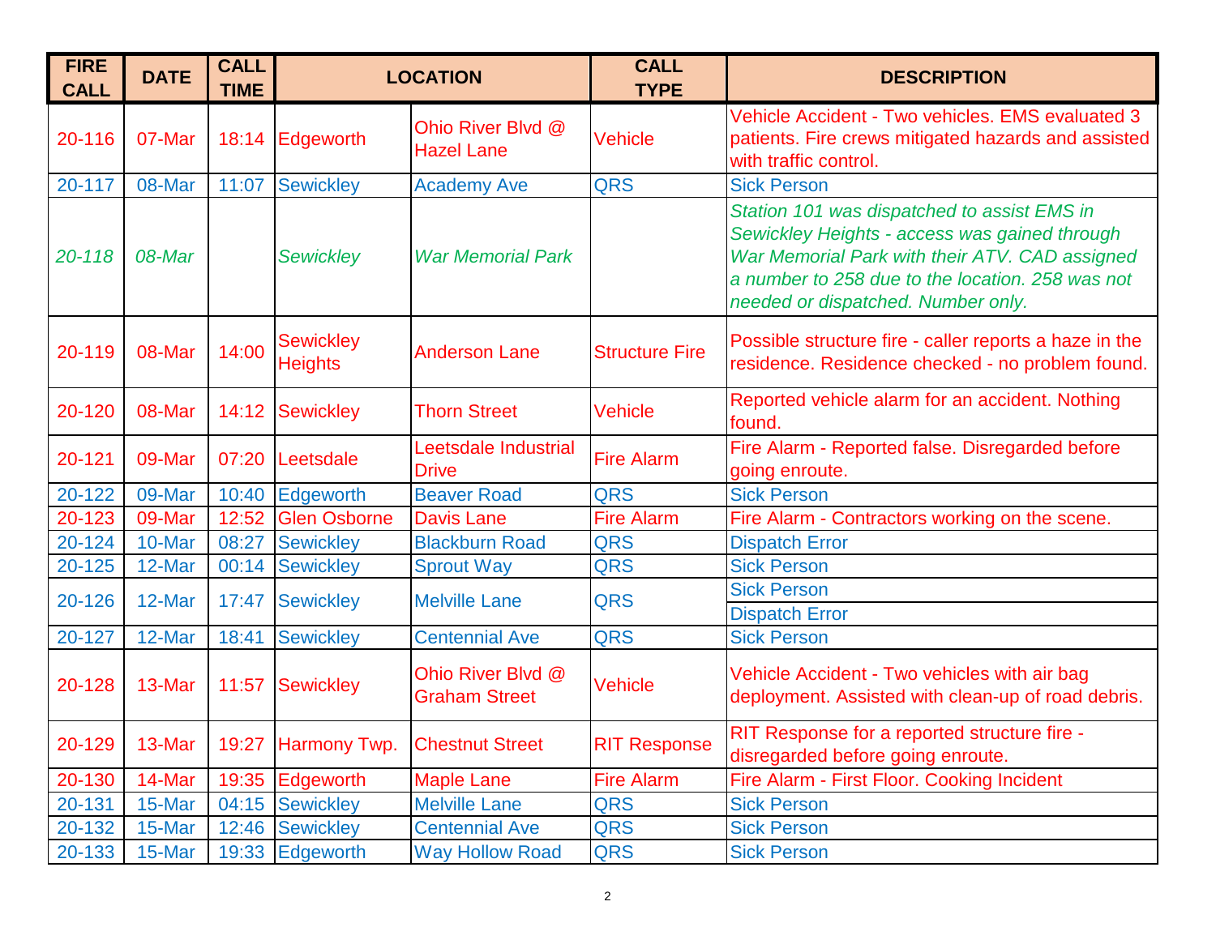| FIRE CALL | DATE | CALL TIME | LOCATION | | CALL TYPE | DESCRIPTION |
|---|---|---|---|---|---|---|
| 20-116 | 07-Mar | 18:14 | Edgeworth | Ohio River Blvd @ Hazel Lane | Vehicle | Vehicle Accident - Two vehicles. EMS evaluated 3 patients. Fire crews mitigated hazards and assisted with traffic control. |
| 20-117 | 08-Mar | 11:07 | Sewickley | Academy Ave | QRS | Sick Person |
| *20-118* | *08-Mar* | | *Sewickley* | *War Memorial Park* | | *Station 101 was dispatched to assist EMS in Sewickley Heights - access was gained through War Memorial Park with their ATV. CAD assigned a number to 258 due to the location. 258 was not needed or dispatched. Number only.* |
| 20-119 | 08-Mar | 14:00 | Sewickley Heights | Anderson Lane | Structure Fire | Possible structure fire - caller reports a haze in the residence. Residence checked - no problem found. |
| 20-120 | 08-Mar | 14:12 | Sewickley | Thorn Street | Vehicle | Reported vehicle alarm for an accident. Nothing found. |
| 20-121 | 09-Mar | 07:20 | Leetsdale | Leetsdale Industrial Drive | Fire Alarm | Fire Alarm - Reported false. Disregarded before going enroute. |
| 20-122 | 09-Mar | 10:40 | Edgeworth | Beaver Road | QRS | Sick Person |
| 20-123 | 09-Mar | 12:52 | Glen Osborne | Davis Lane | Fire Alarm | Fire Alarm - Contractors working on the scene. |
| 20-124 | 10-Mar | 08:27 | Sewickley | Blackburn Road | QRS | Dispatch Error |
| 20-125 | 12-Mar | 00:14 | Sewickley | Sprout Way | QRS | Sick Person |
| 20-126 | 12-Mar | 17:47 | Sewickley | Melville Lane | QRS | Sick Person<br>Dispatch Error |
| 20-127 | 12-Mar | 18:41 | Sewickley | Centennial Ave | QRS | Sick Person |
| 20-128 | 13-Mar | 11:57 | Sewickley | Ohio River Blvd @ Graham Street | Vehicle | Vehicle Accident - Two vehicles with air bag deployment. Assisted with clean-up of road debris. |
| 20-129 | 13-Mar | 19:27 | Harmony Twp. | Chestnut Street | RIT Response | RIT Response for a reported structure fire - disregarded before going enroute. |
| 20-130 | 14-Mar | 19:35 | Edgeworth | Maple Lane | Fire Alarm | Fire Alarm - First Floor. Cooking Incident |
| 20-131 | 15-Mar | 04:15 | Sewickley | Melville Lane | QRS | Sick Person |
| 20-132 | 15-Mar | 12:46 | Sewickley | Centennial Ave | QRS | Sick Person |
| 20-133 | 15-Mar | 19:33 | Edgeworth | Way Hollow Road | QRS | Sick Person |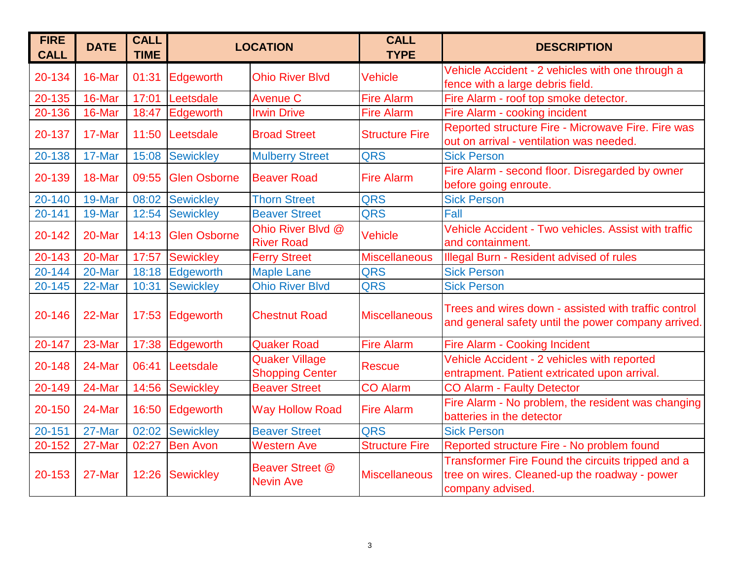| FIRE CALL | DATE | CALL TIME | LOCATION | | CALL TYPE | DESCRIPTION |
|---|---|---|---|---|---|---|
| 20-134 | 16-Mar | 01:31 | Edgeworth | Ohio River Blvd | Vehicle | Vehicle Accident - 2 vehicles with one through a fence with a large debris field. |
| 20-135 | 16-Mar | 17:01 | Leetsdale | Avenue C | Fire Alarm | Fire Alarm - roof top smoke detector. |
| 20-136 | 16-Mar | 18:47 | Edgeworth | Irwin Drive | Fire Alarm | Fire Alarm - cooking incident |
| 20-137 | 17-Mar | 11:50 | Leetsdale | Broad Street | Structure Fire | Reported structure Fire - Microwave Fire. Fire was out on arrival - ventilation was needed. |
| 20-138 | 17-Mar | 15:08 | Sewickley | Mulberry Street | QRS | Sick Person |
| 20-139 | 18-Mar | 09:55 | Glen Osborne | Beaver Road | Fire Alarm | Fire Alarm - second floor. Disregarded by owner before going enroute. |
| 20-140 | 19-Mar | 08:02 | Sewickley | Thorn Street | QRS | Sick Person |
| 20-141 | 19-Mar | 12:54 | Sewickley | Beaver Street | QRS | Fall |
| 20-142 | 20-Mar | 14:13 | Glen Osborne | Ohio River Blvd @ River Road | Vehicle | Vehicle Accident - Two vehicles. Assist with traffic and containment. |
| 20-143 | 20-Mar | 17:57 | Sewickley | Ferry Street | Miscellaneous | Illegal Burn - Resident advised of rules |
| 20-144 | 20-Mar | 18:18 | Edgeworth | Maple Lane | QRS | Sick Person |
| 20-145 | 22-Mar | 10:31 | Sewickley | Ohio River Blvd | QRS | Sick Person |
| 20-146 | 22-Mar | 17:53 | Edgeworth | Chestnut Road | Miscellaneous | Trees and wires down - assisted with traffic control and general safety until the power company arrived. |
| 20-147 | 23-Mar | 17:38 | Edgeworth | Quaker Road | Fire Alarm | Fire Alarm - Cooking Incident |
| 20-148 | 24-Mar | 06:41 | Leetsdale | Quaker Village Shopping Center | Rescue | Vehicle Accident - 2 vehicles with reported entrapment. Patient extricated upon arrival. |
| 20-149 | 24-Mar | 14:56 | Sewickley | Beaver Street | CO Alarm | CO Alarm - Faulty Detector |
| 20-150 | 24-Mar | 16:50 | Edgeworth | Way Hollow Road | Fire Alarm | Fire Alarm - No problem, the resident was changing batteries in the detector |
| 20-151 | 27-Mar | 02:02 | Sewickley | Beaver Street | QRS | Sick Person |
| 20-152 | 27-Mar | 02:27 | Ben Avon | Western Ave | Structure Fire | Reported structure Fire - No problem found |
| 20-153 | 27-Mar | 12:26 | Sewickley | Beaver Street @ Nevin Ave | Miscellaneous | Transformer Fire Found the circuits tripped and a tree on wires. Cleaned-up the roadway - power company advised. |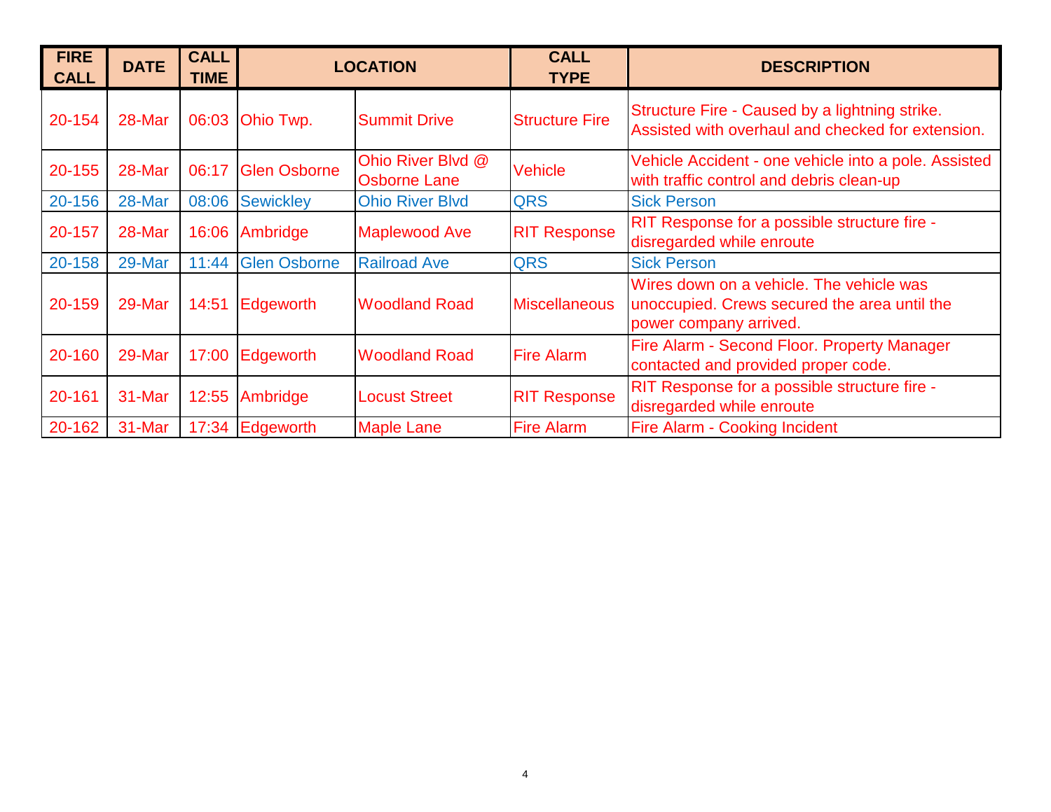| FIRE CALL | DATE | CALL TIME | LOCATION | | CALL TYPE | DESCRIPTION |
|---|---|---|---|---|---|---|
| 20-154 | 28-Mar | 06:03 | Ohio Twp. | Summit Drive | Structure Fire | Structure Fire - Caused by a lightning strike. Assisted with overhaul and checked for extension. |
| 20-155 | 28-Mar | 06:17 | Glen Osborne | Ohio River Blvd @ Osborne Lane | Vehicle | Vehicle Accident - one vehicle into a pole. Assisted with traffic control and debris clean-up |
| 20-156 | 28-Mar | 08:06 | Sewickley | Ohio River Blvd | QRS | Sick Person |
| 20-157 | 28-Mar | 16:06 | Ambridge | Maplewood Ave | RIT Response | RIT Response for a possible structure fire - disregarded while enroute |
| 20-158 | 29-Mar | 11:44 | Glen Osborne | Railroad Ave | QRS | Sick Person |
| 20-159 | 29-Mar | 14:51 | Edgeworth | Woodland Road | Miscellaneous | Wires down on a vehicle. The vehicle was unoccupied. Crews secured the area until the power company arrived. |
| 20-160 | 29-Mar | 17:00 | Edgeworth | Woodland Road | Fire Alarm | Fire Alarm - Second Floor. Property Manager contacted and provided proper code. |
| 20-161 | 31-Mar | 12:55 | Ambridge | Locust Street | RIT Response | RIT Response for a possible structure fire - disregarded while enroute |
| 20-162 | 31-Mar | 17:34 | Edgeworth | Maple Lane | Fire Alarm | Fire Alarm - Cooking Incident |